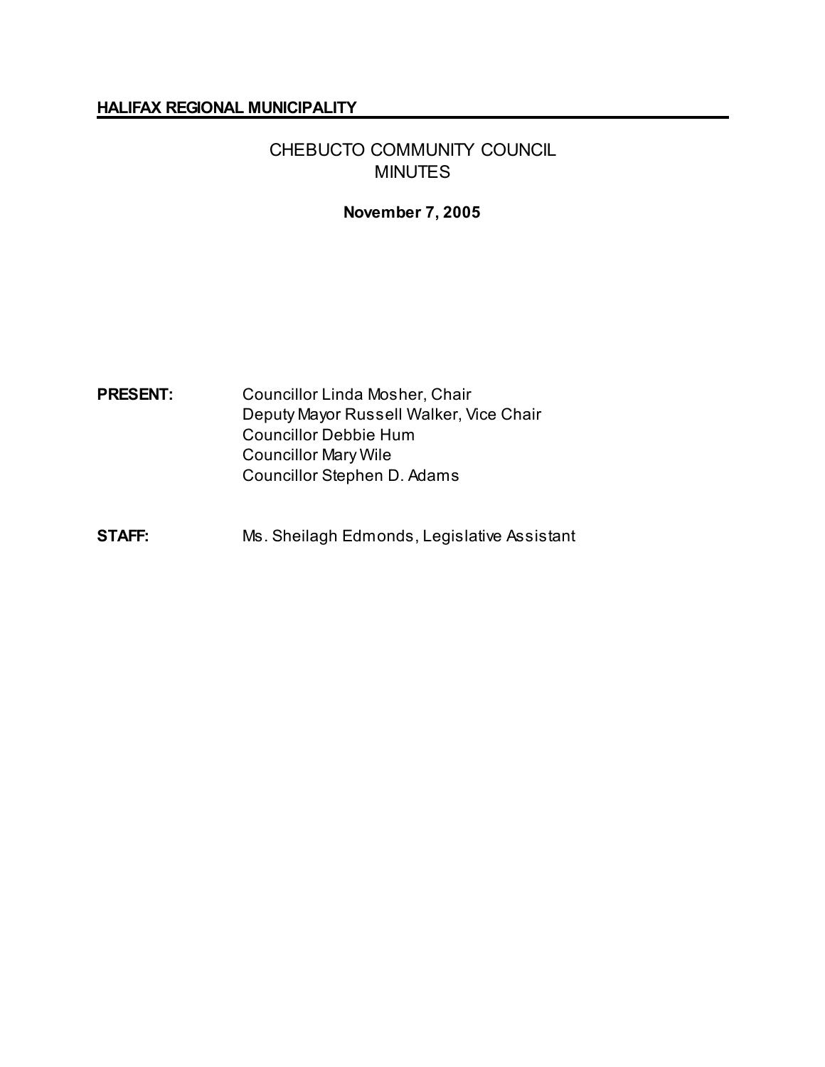**HALIFAX REGIONAL MUNICIPALITY**

# CHEBUCTO COMMUNITY COUNCIL MINUTES

**November 7, 2005**

**PRESENT:**
Councillor Linda Mosher, Chair
Deputy Mayor Russell Walker, Vice Chair
Councillor Debbie Hum
Councillor Mary Wile
Councillor Stephen D. Adams

**STAFF:**
Ms. Sheilagh Edmonds, Legislative Assistant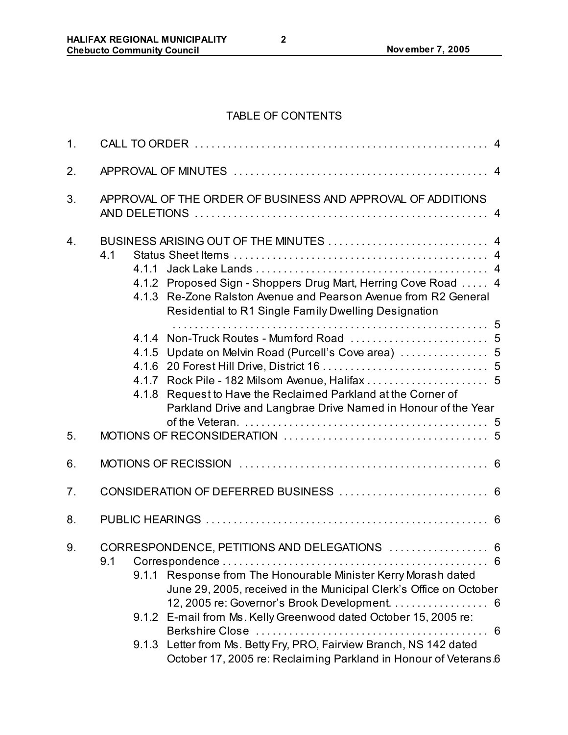# TABLE OF CONTENTS

1. CALL TO ORDER . . . . . . . . . . . . . . . . . . . . . . . . . . . . . . . . . . . . . . . . . . . . . . . . . . . . 4

2. APPROVAL OF MINUTES . . . . . . . . . . . . . . . . . . . . . . . . . . . . . . . . . . . . . . . . . . . . . . 4

3. APPROVAL OF THE ORDER OF BUSINESS AND APPROVAL OF ADDITIONS AND DELETIONS . . . . . . . . . . . . . . . . . . . . . . . . . . . . . . . . . . . . . . . . . . . . . . . . . . . . . 4

4. BUSINESS ARISING OUT OF THE MINUTES . . . . . . . . . . . . . . . . . . . . . . . . . . . . . 4
   - 4.1 Status Sheet Items . . . . . . . . . . . . . . . . . . . . . . . . . . . . . . . . . . . . . . . . . . . . . . 4
     - 4.1.1 Jack Lake Lands . . . . . . . . . . . . . . . . . . . . . . . . . . . . . . . . . . . . . . . . . . 4
     - 4.1.2 Proposed Sign - Shoppers Drug Mart, Herring Cove Road . . . . . 4
     - 4.1.3 Re-Zone Ralston Avenue and Pearson Avenue from R2 General Residential to R1 Single Family Dwelling Designation . . . . . . . . . . . . . . . . . . . . . . . . . . . . . . . . . . . . . . . . . . . . . . . . . . . . . . . . . 5
     - 4.1.4 Non-Truck Routes - Mumford Road . . . . . . . . . . . . . . . . . . . . . . . . . 5
     - 4.1.5 Update on Melvin Road (Purcell's Cove area) . . . . . . . . . . . . . . . . 5
     - 4.1.6 20 Forest Hill Drive, District 16 . . . . . . . . . . . . . . . . . . . . . . . . . . . . . 5
     - 4.1.7 Rock Pile - 182 Milsom Avenue, Halifax . . . . . . . . . . . . . . . . . . . . . . 5
     - 4.1.8 Request to Have the Reclaimed Parkland at the Corner of Parkland Drive and Langbrae Drive Named in Honour of the Year of the Veteran. . . . . . . . . . . . . . . . . . . . . . . . . . . . . . . . . . . . . . . . . . . . . . 5

5. MOTIONS OF RECONSIDERATION . . . . . . . . . . . . . . . . . . . . . . . . . . . . . . . . . . . . . 5

6. MOTIONS OF RECISSION . . . . . . . . . . . . . . . . . . . . . . . . . . . . . . . . . . . . . . . . . . . . . . 6

7. CONSIDERATION OF DEFERRED BUSINESS . . . . . . . . . . . . . . . . . . . . . . . . . . . 6

8. PUBLIC HEARINGS . . . . . . . . . . . . . . . . . . . . . . . . . . . . . . . . . . . . . . . . . . . . . . . . . . . 6

9. CORRESPONDENCE, PETITIONS AND DELEGATIONS . . . . . . . . . . . . . . . . . . 6
   - 9.1 Correspondence . . . . . . . . . . . . . . . . . . . . . . . . . . . . . . . . . . . . . . . . . . . . . . . . . 6
     - 9.1.1 Response from The Honourable Minister Kerry Morash dated June 29, 2005, received in the Municipal Clerk's Office on October 12, 2005 re: Governor's Brook Development. . . . . . . . . . . . . . . . . . 6
     - 9.1.2 E-mail from Ms. Kelly Greenwood dated October 15, 2005 re: Berkshire Close . . . . . . . . . . . . . . . . . . . . . . . . . . . . . . . . . . . . . . . . . . 6
     - 9.1.3 Letter from Ms. Betty Fry, PRO, Fairview Branch, NS 142 dated October 17, 2005 re: Reclaiming Parkland in Honour of Veterans. 6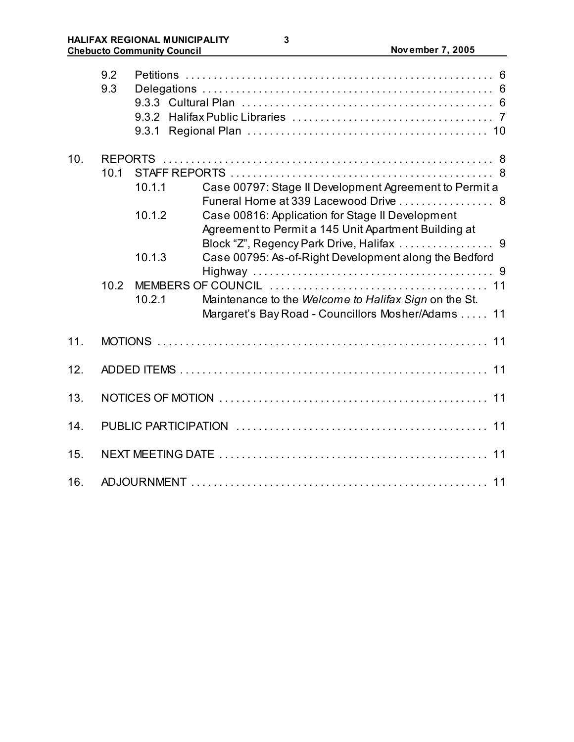9.2 Petitions . . . . . . . . . . . . . . . . . . . . . . . . . . . . . . . . . . . . . . . . . . . . . . . . . . . . . . . 6
9.3 Delegations . . . . . . . . . . . . . . . . . . . . . . . . . . . . . . . . . . . . . . . . . . . . . . . . . . . . 6
9.3.3 Cultural Plan . . . . . . . . . . . . . . . . . . . . . . . . . . . . . . . . . . . . . . . . . . . . 6
9.3.2 Halifax Public Libraries . . . . . . . . . . . . . . . . . . . . . . . . . . . . . . . . . . . 7
9.3.1 Regional Plan . . . . . . . . . . . . . . . . . . . . . . . . . . . . . . . . . . . . . . . . . . 10

10. REPORTS . . . . . . . . . . . . . . . . . . . . . . . . . . . . . . . . . . . . . . . . . . . . . . . . . . . . . . . . . . . 8
10.1 STAFF REPORTS . . . . . . . . . . . . . . . . . . . . . . . . . . . . . . . . . . . . . . . . . . . . . . . 8
10.1.1 Case 00797: Stage II Development Agreement to Permit a Funeral Home at 339 Lacewood Drive . . . . . . . . . . . . . . . . . 8
10.1.2 Case 00816: Application for Stage II Development Agreement to Permit a 145 Unit Apartment Building at Block "Z", Regency Park Drive, Halifax . . . . . . . . . . . . . . . . . 9
10.1.3 Case 00795: As-of-Right Development along the Bedford Highway . . . . . . . . . . . . . . . . . . . . . . . . . . . . . . . . . . . . . . . . . . 9
10.2 MEMBERS OF COUNCIL . . . . . . . . . . . . . . . . . . . . . . . . . . . . . . . . . . . . . . 11
10.2.1 Maintenance to the *Welcome to Halifax Sign* on the St. Margaret's Bay Road - Councillors Mosher/Adams . . . . . 11

11. MOTIONS . . . . . . . . . . . . . . . . . . . . . . . . . . . . . . . . . . . . . . . . . . . . . . . . . . . . . . . . . . . 11

12. ADDED ITEMS . . . . . . . . . . . . . . . . . . . . . . . . . . . . . . . . . . . . . . . . . . . . . . . . . . . . . . 11

13. NOTICES OF MOTION . . . . . . . . . . . . . . . . . . . . . . . . . . . . . . . . . . . . . . . . . . . . . . . . 11

14. PUBLIC PARTICIPATION . . . . . . . . . . . . . . . . . . . . . . . . . . . . . . . . . . . . . . . . . . . . . 11

15. NEXT MEETING DATE . . . . . . . . . . . . . . . . . . . . . . . . . . . . . . . . . . . . . . . . . . . . . . . . 11

16. ADJOURNMENT . . . . . . . . . . . . . . . . . . . . . . . . . . . . . . . . . . . . . . . . . . . . . . . . . . . . . 11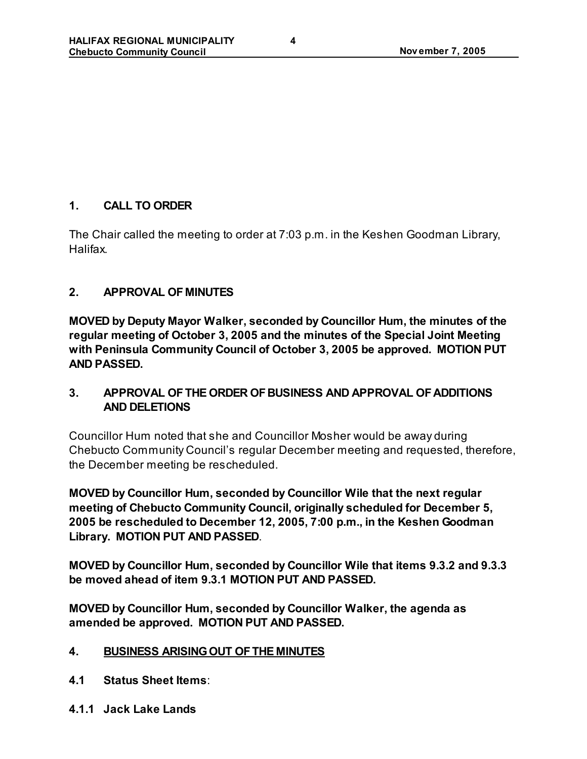## 1. CALL TO ORDER

The Chair called the meeting to order at 7:03 p.m. in the Keshen Goodman Library, Halifax.

## 2. APPROVAL OF MINUTES

**MOVED by Deputy Mayor Walker, seconded by Councillor Hum, the minutes of the regular meeting of October 3, 2005 and the minutes of the Special Joint Meeting with Peninsula Community Council of October 3, 2005 be approved. MOTION PUT AND PASSED.**

## 3. APPROVAL OF THE ORDER OF BUSINESS AND APPROVAL OF ADDITIONS AND DELETIONS

Councillor Hum noted that she and Councillor Mosher would be away during Chebucto Community Council's regular December meeting and requested, therefore, the December meeting be rescheduled.

**MOVED by Councillor Hum, seconded by Councillor Wile that the next regular meeting of Chebucto Community Council, originally scheduled for December 5, 2005 be rescheduled to December 12, 2005, 7:00 p.m., in the Keshen Goodman Library. MOTION PUT AND PASSED**.

**MOVED by Councillor Hum, seconded by Councillor Wile that items 9.3.2 and 9.3.3 be moved ahead of item 9.3.1 MOTION PUT AND PASSED.**

**MOVED by Councillor Hum, seconded by Councillor Walker, the agenda as amended be approved. MOTION PUT AND PASSED.**

## 4. BUSINESS ARISING OUT OF THE MINUTES

### 4.1 Status Sheet Items:

### 4.1.1 Jack Lake Lands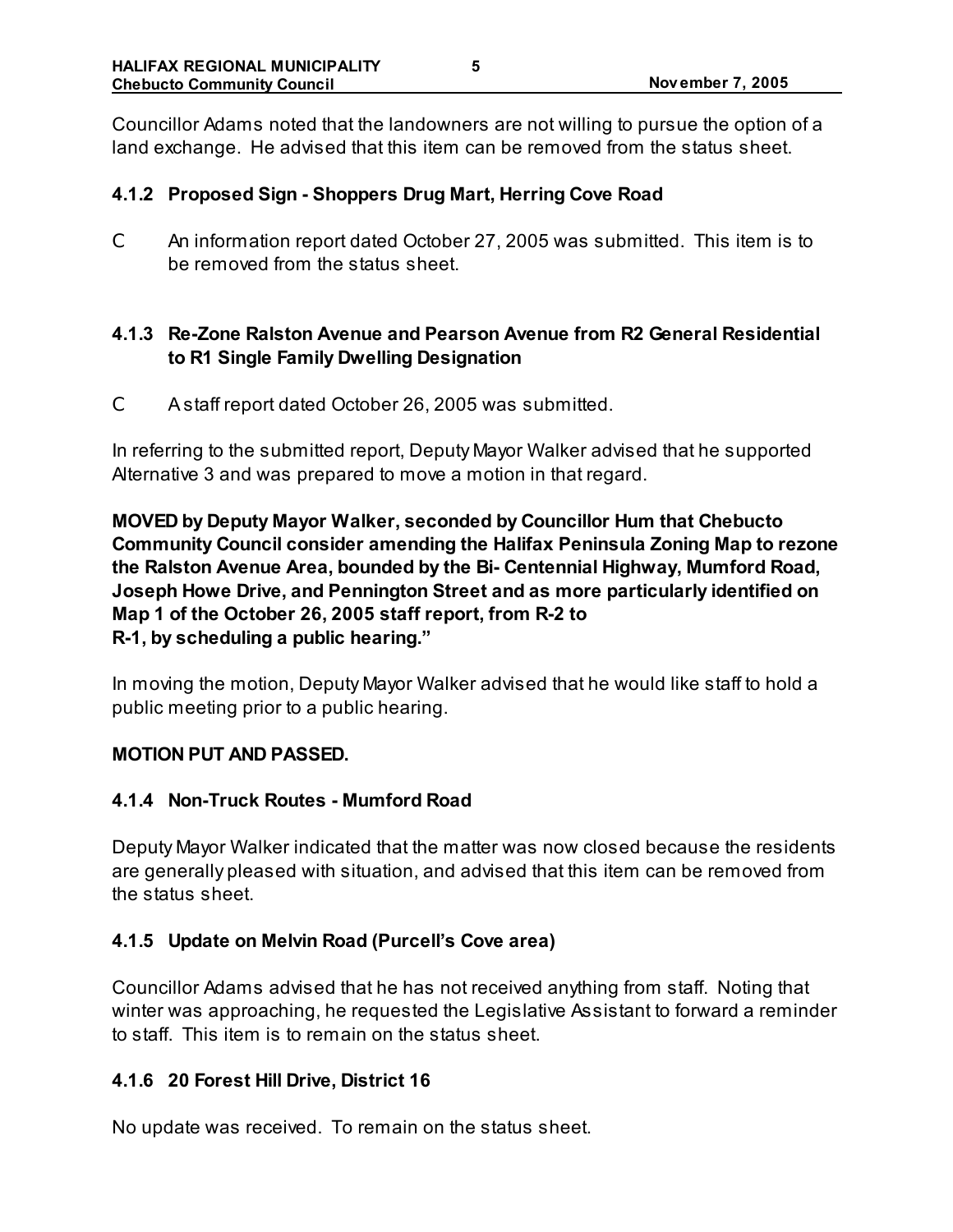Councillor Adams noted that the landowners are not willing to pursue the option of a land exchange. He advised that this item can be removed from the status sheet.

### 4.1.2 Proposed Sign - Shoppers Drug Mart, Herring Cove Road

- An information report dated October 27, 2005 was submitted. This item is to be removed from the status sheet.

### 4.1.3 Re-Zone Ralston Avenue and Pearson Avenue from R2 General Residential to R1 Single Family Dwelling Designation

- A staff report dated October 26, 2005 was submitted.

In referring to the submitted report, Deputy Mayor Walker advised that he supported Alternative 3 and was prepared to move a motion in that regard.

**MOVED by Deputy Mayor Walker, seconded by Councillor Hum that Chebucto Community Council consider amending the Halifax Peninsula Zoning Map to rezone the Ralston Avenue Area, bounded by the Bi- Centennial Highway, Mumford Road, Joseph Howe Drive, and Pennington Street and as more particularly identified on Map 1 of the October 26, 2005 staff report, from R-2 to R-1, by scheduling a public hearing."**

In moving the motion, Deputy Mayor Walker advised that he would like staff to hold a public meeting prior to a public hearing.

**MOTION PUT AND PASSED.**

### 4.1.4 Non-Truck Routes - Mumford Road

Deputy Mayor Walker indicated that the matter was now closed because the residents are generally pleased with situation, and advised that this item can be removed from the status sheet.

### 4.1.5 Update on Melvin Road (Purcell's Cove area)

Councillor Adams advised that he has not received anything from staff. Noting that winter was approaching, he requested the Legislative Assistant to forward a reminder to staff. This item is to remain on the status sheet.

### 4.1.6 20 Forest Hill Drive, District 16

No update was received. To remain on the status sheet.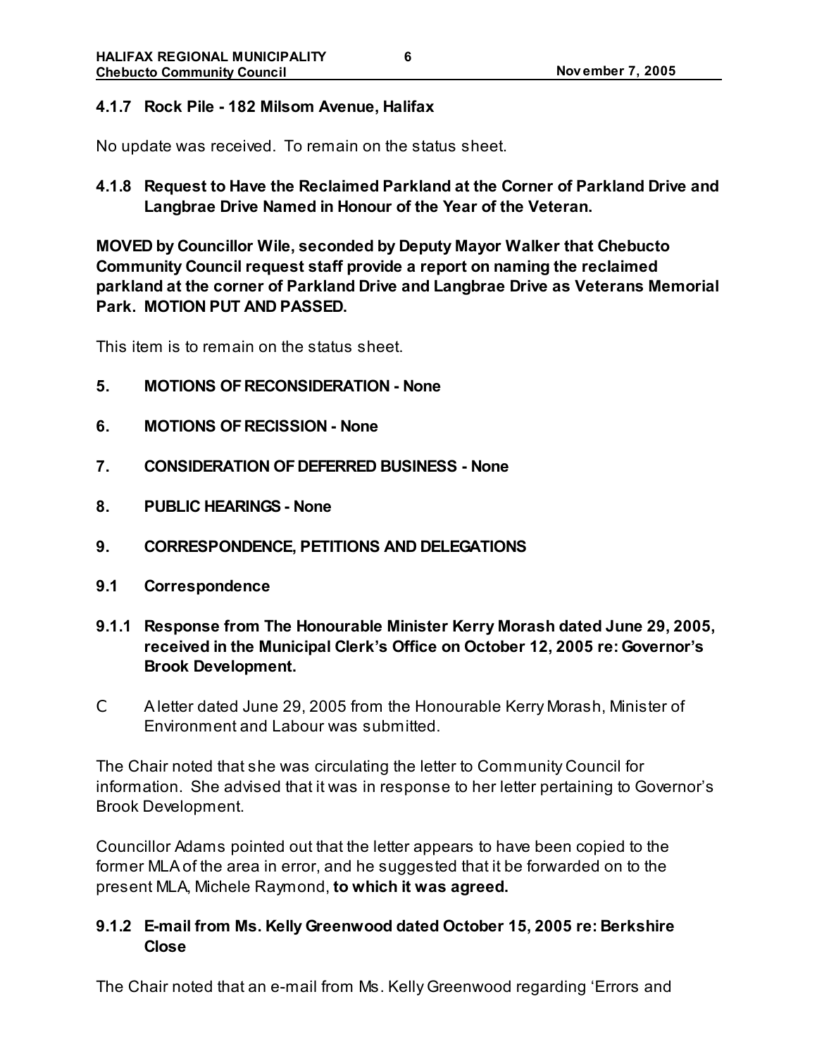#### 4.1.7 Rock Pile - 182 Milsom Avenue, Halifax

No update was received. To remain on the status sheet.

#### 4.1.8 Request to Have the Reclaimed Parkland at the Corner of Parkland Drive and Langbrae Drive Named in Honour of the Year of the Veteran.

**MOVED by Councillor Wile, seconded by Deputy Mayor Walker that Chebucto Community Council request staff provide a report on naming the reclaimed parkland at the corner of Parkland Drive and Langbrae Drive as Veterans Memorial Park. MOTION PUT AND PASSED.**

This item is to remain on the status sheet.

## 5. MOTIONS OF RECONSIDERATION - None

## 6. MOTIONS OF RECISSION - None

## 7. CONSIDERATION OF DEFERRED BUSINESS - None

## 8. PUBLIC HEARINGS - None

## 9. CORRESPONDENCE, PETITIONS AND DELEGATIONS

### 9.1 Correspondence

#### 9.1.1 Response from The Honourable Minister Kerry Morash dated June 29, 2005, received in the Municipal Clerk's Office on October 12, 2005 re: Governor's Brook Development.

- A letter dated June 29, 2005 from the Honourable Kerry Morash, Minister of Environment and Labour was submitted.

The Chair noted that she was circulating the letter to Community Council for information. She advised that it was in response to her letter pertaining to Governor's Brook Development.

Councillor Adams pointed out that the letter appears to have been copied to the former MLA of the area in error, and he suggested that it be forwarded on to the present MLA, Michele Raymond, **to which it was agreed.**

#### 9.1.2 E-mail from Ms. Kelly Greenwood dated October 15, 2005 re: Berkshire Close

The Chair noted that an e-mail from Ms. Kelly Greenwood regarding 'Errors and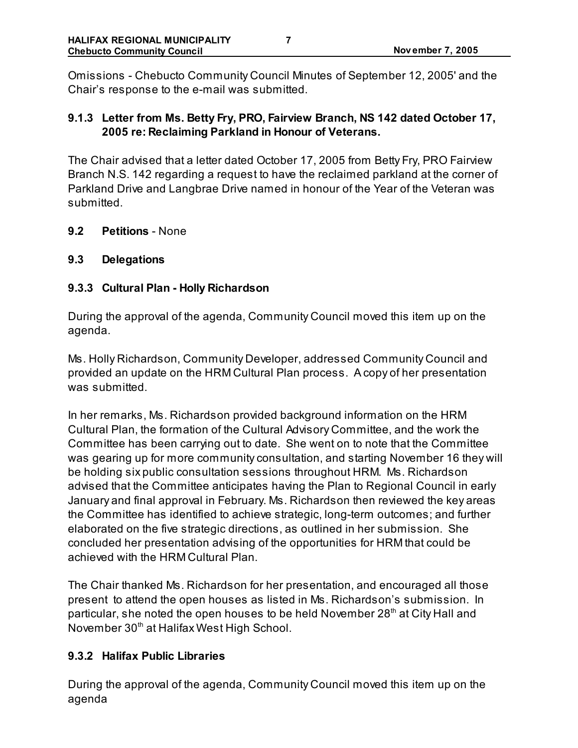Omissions - Chebucto Community Council Minutes of September 12, 2005' and the Chair's response to the e-mail was submitted.

### 9.1.3 Letter from Ms. Betty Fry, PRO, Fairview Branch, NS 142 dated October 17, 2005 re: Reclaiming Parkland in Honour of Veterans.

The Chair advised that a letter dated October 17, 2005 from Betty Fry, PRO Fairview Branch N.S. 142 regarding a request to have the reclaimed parkland at the corner of Parkland Drive and Langbrae Drive named in honour of the Year of the Veteran was submitted.

### 9.2 Petitions - None

### 9.3 Delegations

### 9.3.3 Cultural Plan - Holly Richardson

During the approval of the agenda, Community Council moved this item up on the agenda.

Ms. Holly Richardson, Community Developer, addressed Community Council and provided an update on the HRM Cultural Plan process. A copy of her presentation was submitted.

In her remarks, Ms. Richardson provided background information on the HRM Cultural Plan, the formation of the Cultural Advisory Committee, and the work the Committee has been carrying out to date. She went on to note that the Committee was gearing up for more community consultation, and starting November 16 they will be holding six public consultation sessions throughout HRM. Ms. Richardson advised that the Committee anticipates having the Plan to Regional Council in early January and final approval in February. Ms. Richardson then reviewed the key areas the Committee has identified to achieve strategic, long-term outcomes; and further elaborated on the five strategic directions, as outlined in her submission. She concluded her presentation advising of the opportunities for HRM that could be achieved with the HRM Cultural Plan.

The Chair thanked Ms. Richardson for her presentation, and encouraged all those present to attend the open houses as listed in Ms. Richardson's submission. In particular, she noted the open houses to be held November 28th at City Hall and November 30th at Halifax West High School.

### 9.3.2 Halifax Public Libraries

During the approval of the agenda, Community Council moved this item up on the agenda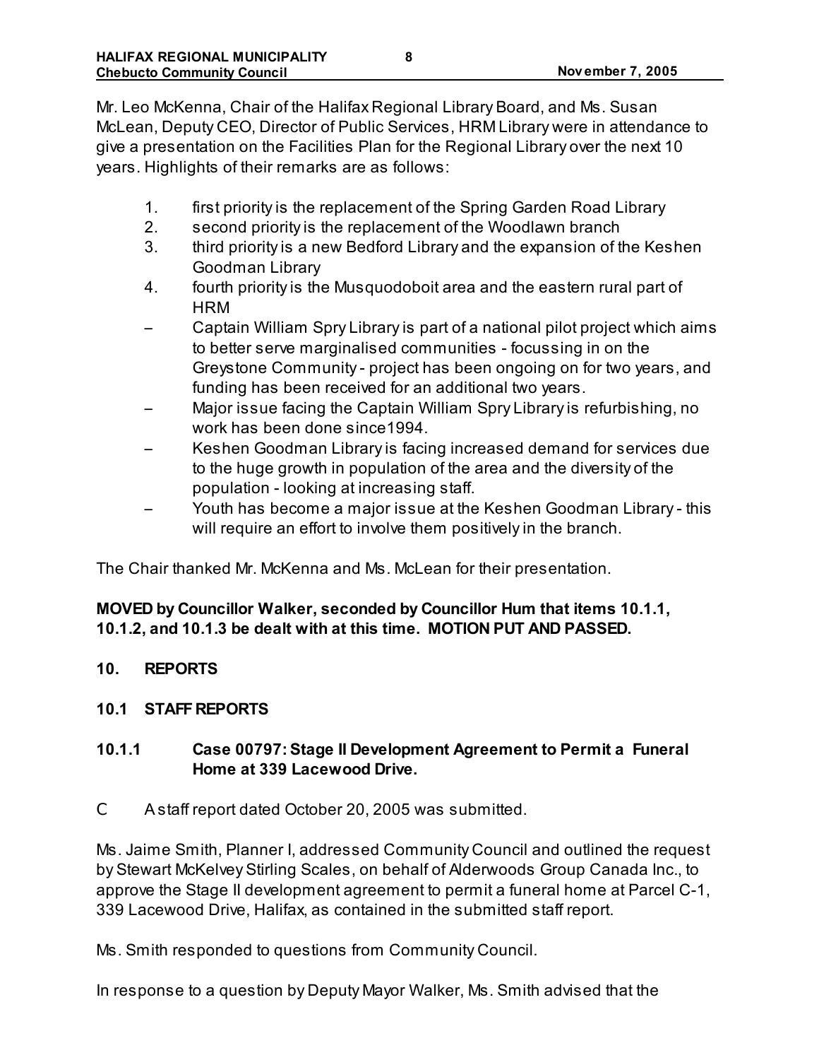Mr. Leo McKenna, Chair of the Halifax Regional Library Board, and Ms. Susan McLean, Deputy CEO, Director of Public Services, HRM Library were in attendance to give a presentation on the Facilities Plan for the Regional Library over the next 10 years. Highlights of their remarks are as follows:

1. first priority is the replacement of the Spring Garden Road Library
2. second priority is the replacement of the Woodlawn branch
3. third priority is a new Bedford Library and the expansion of the Keshen Goodman Library
4. fourth priority is the Musquodoboit area and the eastern rural part of HRM

- Captain William Spry Library is part of a national pilot project which aims to better serve marginalised communities - focussing in on the Greystone Community - project has been ongoing on for two years, and funding has been received for an additional two years.
- Major issue facing the Captain William Spry Library is refurbishing, no work has been done since1994.
- Keshen Goodman Library is facing increased demand for services due to the huge growth in population of the area and the diversity of the population - looking at increasing staff.
- Youth has become a major issue at the Keshen Goodman Library - this will require an effort to involve them positively in the branch.

The Chair thanked Mr. McKenna and Ms. McLean for their presentation.

**MOVED by Councillor Walker, seconded by Councillor Hum that items 10.1.1, 10.1.2, and 10.1.3 be dealt with at this time. MOTION PUT AND PASSED.**

## 10. REPORTS

### 10.1 STAFF REPORTS

#### 10.1.1 Case 00797: Stage II Development Agreement to Permit a Funeral Home at 339 Lacewood Drive.

C A staff report dated October 20, 2005 was submitted.

Ms. Jaime Smith, Planner I, addressed Community Council and outlined the request by Stewart McKelvey Stirling Scales, on behalf of Alderwoods Group Canada Inc., to approve the Stage II development agreement to permit a funeral home at Parcel C-1, 339 Lacewood Drive, Halifax, as contained in the submitted staff report.

Ms. Smith responded to questions from Community Council.

In response to a question by Deputy Mayor Walker, Ms. Smith advised that the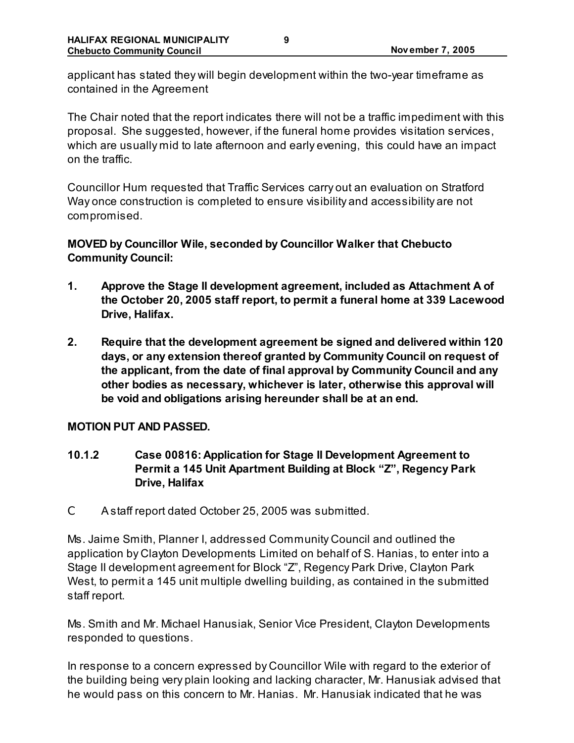applicant has stated they will begin development within the two-year timeframe as contained in the Agreement

The Chair noted that the report indicates there will not be a traffic impediment with this proposal. She suggested, however, if the funeral home provides visitation services, which are usually mid to late afternoon and early evening, this could have an impact on the traffic.

Councillor Hum requested that Traffic Services carry out an evaluation on Stratford Way once construction is completed to ensure visibility and accessibility are not compromised.

**MOVED by Councillor Wile, seconded by Councillor Walker that Chebucto Community Council:**

1. **Approve the Stage II development agreement, included as Attachment A of the October 20, 2005 staff report, to permit a funeral home at 339 Lacewood Drive, Halifax.**
2. **Require that the development agreement be signed and delivered within 120 days, or any extension thereof granted by Community Council on request of the applicant, from the date of final approval by Community Council and any other bodies as necessary, whichever is later, otherwise this approval will be void and obligations arising hereunder shall be at an end.**

**MOTION PUT AND PASSED.**

**10.1.2 Case 00816: Application for Stage II Development Agreement to Permit a 145 Unit Apartment Building at Block "Z", Regency Park Drive, Halifax**

- A staff report dated October 25, 2005 was submitted.

Ms. Jaime Smith, Planner I, addressed Community Council and outlined the application by Clayton Developments Limited on behalf of S. Hanias, to enter into a Stage II development agreement for Block "Z", Regency Park Drive, Clayton Park West, to permit a 145 unit multiple dwelling building, as contained in the submitted staff report.

Ms. Smith and Mr. Michael Hanusiak, Senior Vice President, Clayton Developments responded to questions.

In response to a concern expressed by Councillor Wile with regard to the exterior of the building being very plain looking and lacking character, Mr. Hanusiak advised that he would pass on this concern to Mr. Hanias. Mr. Hanusiak indicated that he was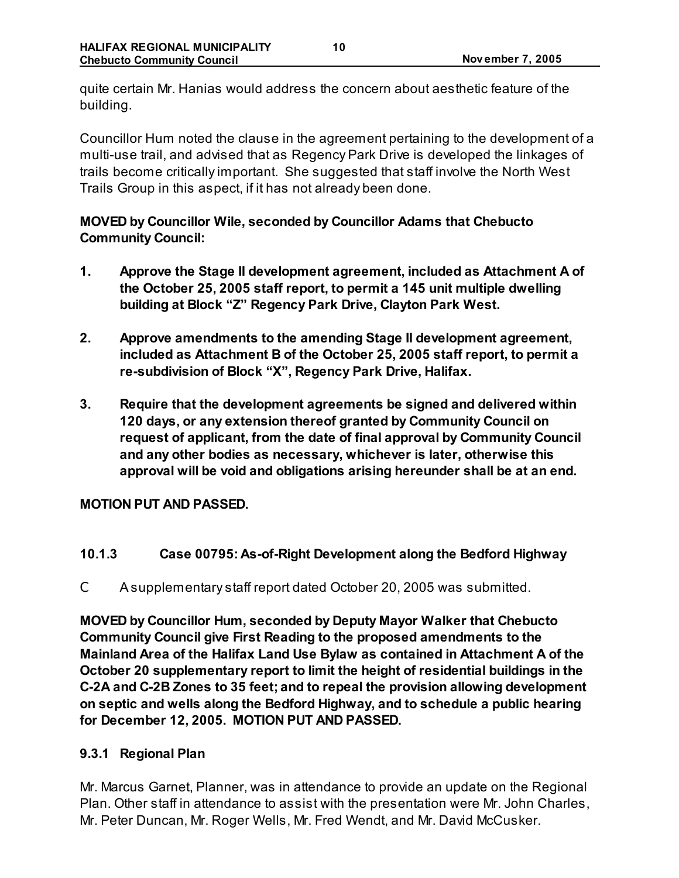quite certain Mr. Hanias would address the concern about aesthetic feature of the building.

Councillor Hum noted the clause in the agreement pertaining to the development of a multi-use trail, and advised that as Regency Park Drive is developed the linkages of trails become critically important. She suggested that staff involve the North West Trails Group in this aspect, if it has not already been done.

**MOVED by Councillor Wile, seconded by Councillor Adams that Chebucto Community Council:**

1. **Approve the Stage II development agreement, included as Attachment A of the October 25, 2005 staff report, to permit a 145 unit multiple dwelling building at Block "Z" Regency Park Drive, Clayton Park West.**
2. **Approve amendments to the amending Stage II development agreement, included as Attachment B of the October 25, 2005 staff report, to permit a re-subdivision of Block "X", Regency Park Drive, Halifax.**
3. **Require that the development agreements be signed and delivered within 120 days, or any extension thereof granted by Community Council on request of applicant, from the date of final approval by Community Council and any other bodies as necessary, whichever is later, otherwise this approval will be void and obligations arising hereunder shall be at an end.**

**MOTION PUT AND PASSED.**

### 10.1.3 Case 00795: As-of-Right Development along the Bedford Highway

- A supplementary staff report dated October 20, 2005 was submitted.

**MOVED by Councillor Hum, seconded by Deputy Mayor Walker that Chebucto Community Council give First Reading to the proposed amendments to the Mainland Area of the Halifax Land Use Bylaw as contained in Attachment A of the October 20 supplementary report to limit the height of residential buildings in the C-2A and C-2B Zones to 35 feet; and to repeal the provision allowing development on septic and wells along the Bedford Highway, and to schedule a public hearing for December 12, 2005. MOTION PUT AND PASSED.**

### 9.3.1 Regional Plan

Mr. Marcus Garnet, Planner, was in attendance to provide an update on the Regional Plan. Other staff in attendance to assist with the presentation were Mr. John Charles, Mr. Peter Duncan, Mr. Roger Wells, Mr. Fred Wendt, and Mr. David McCusker.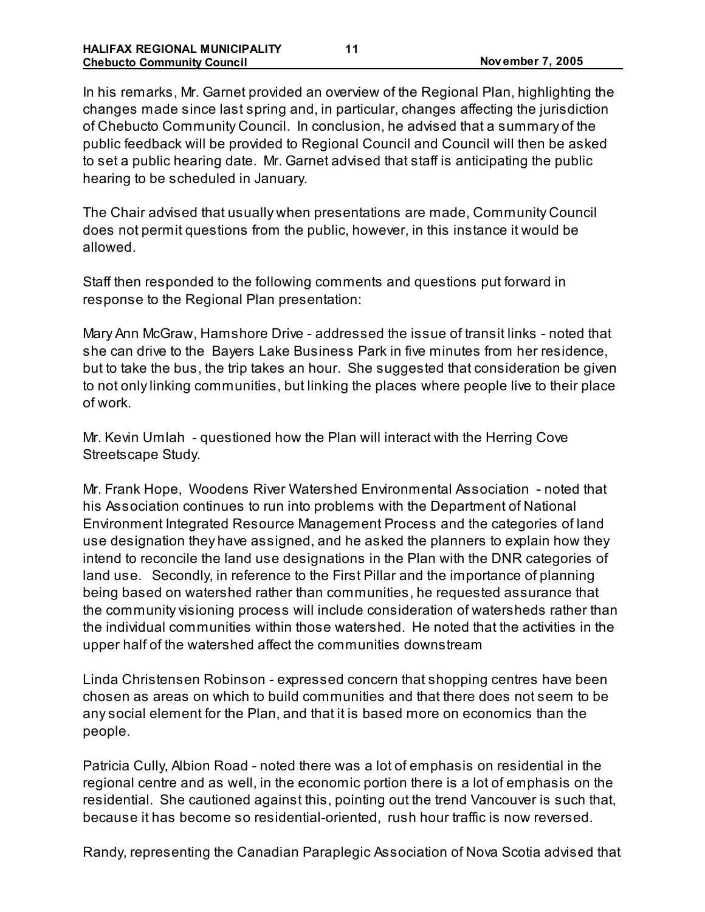In his remarks, Mr. Garnet provided an overview of the Regional Plan, highlighting the changes made since last spring and, in particular, changes affecting the jurisdiction of Chebucto Community Council. In conclusion, he advised that a summary of the public feedback will be provided to Regional Council and Council will then be asked to set a public hearing date. Mr. Garnet advised that staff is anticipating the public hearing to be scheduled in January.

The Chair advised that usually when presentations are made, Community Council does not permit questions from the public, however, in this instance it would be allowed.

Staff then responded to the following comments and questions put forward in response to the Regional Plan presentation:

Mary Ann McGraw, Hamshore Drive - addressed the issue of transit links - noted that she can drive to the Bayers Lake Business Park in five minutes from her residence, but to take the bus, the trip takes an hour. She suggested that consideration be given to not only linking communities, but linking the places where people live to their place of work.

Mr. Kevin Umlah - questioned how the Plan will interact with the Herring Cove Streetscape Study.

Mr. Frank Hope, Woodens River Watershed Environmental Association - noted that his Association continues to run into problems with the Department of National Environment Integrated Resource Management Process and the categories of land use designation they have assigned, and he asked the planners to explain how they intend to reconcile the land use designations in the Plan with the DNR categories of land use. Secondly, in reference to the First Pillar and the importance of planning being based on watershed rather than communities, he requested assurance that the community visioning process will include consideration of watersheds rather than the individual communities within those watershed. He noted that the activities in the upper half of the watershed affect the communities downstream

Linda Christensen Robinson - expressed concern that shopping centres have been chosen as areas on which to build communities and that there does not seem to be any social element for the Plan, and that it is based more on economics than the people.

Patricia Cully, Albion Road - noted there was a lot of emphasis on residential in the regional centre and as well, in the economic portion there is a lot of emphasis on the residential. She cautioned against this, pointing out the trend Vancouver is such that, because it has become so residential-oriented, rush hour traffic is now reversed.

Randy, representing the Canadian Paraplegic Association of Nova Scotia advised that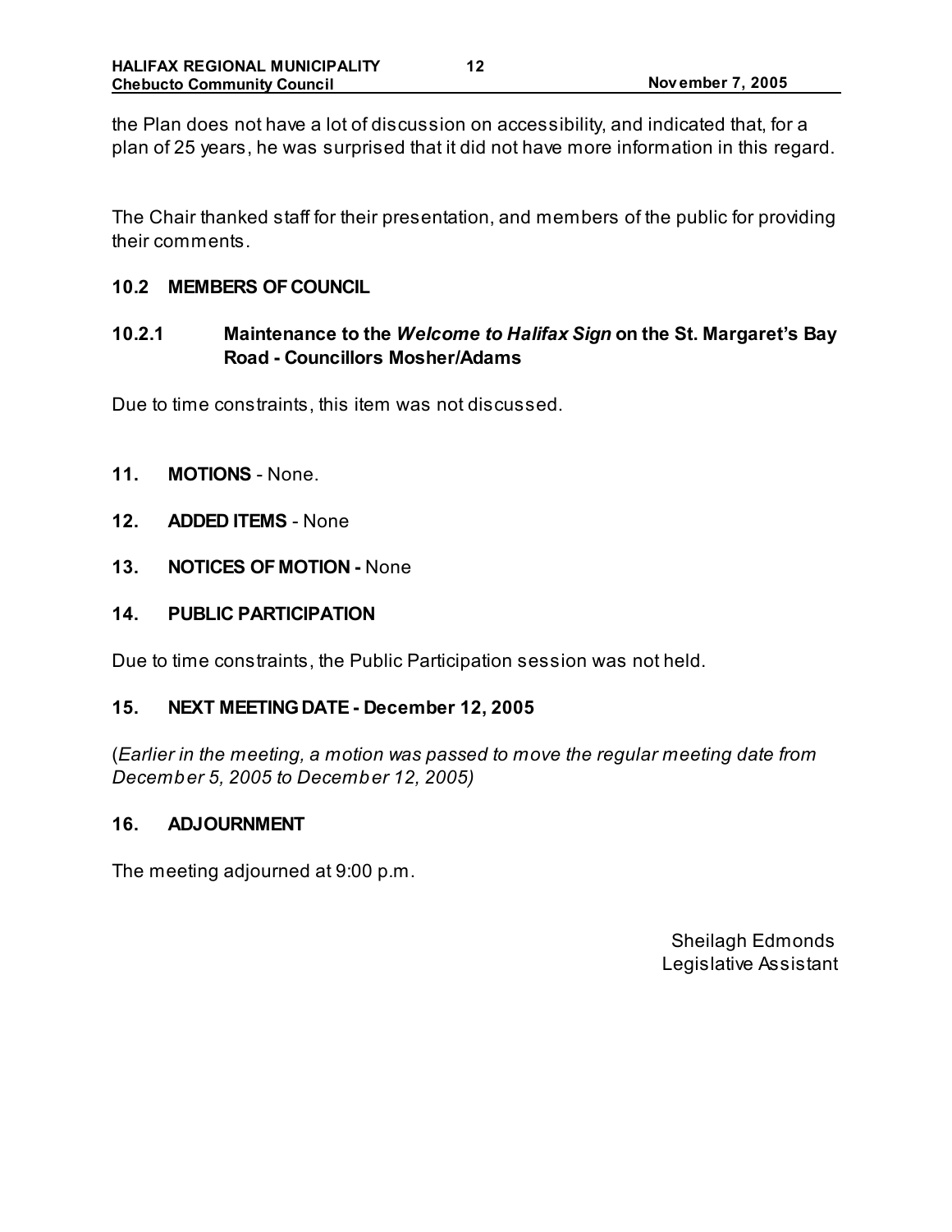the Plan does not have a lot of discussion on accessibility, and indicated that, for a plan of 25 years, he was surprised that it did not have more information in this regard.

The Chair thanked staff for their presentation, and members of the public for providing their comments.

## 10.2 MEMBERS OF COUNCIL

### 10.2.1 Maintenance to the *Welcome to Halifax Sign* on the St. Margaret's Bay Road - Councillors Mosher/Adams

Due to time constraints, this item was not discussed.

## 11. MOTIONS - None.

## 12. ADDED ITEMS - None

## 13. NOTICES OF MOTION - None

## 14. PUBLIC PARTICIPATION

Due to time constraints, the Public Participation session was not held.

## 15. NEXT MEETING DATE - December 12, 2005

(*Earlier in the meeting, a motion was passed to move the regular meeting date from December 5, 2005 to December 12, 2005)*

## 16. ADJOURNMENT

The meeting adjourned at 9:00 p.m.

Sheilagh Edmonds
Legislative Assistant